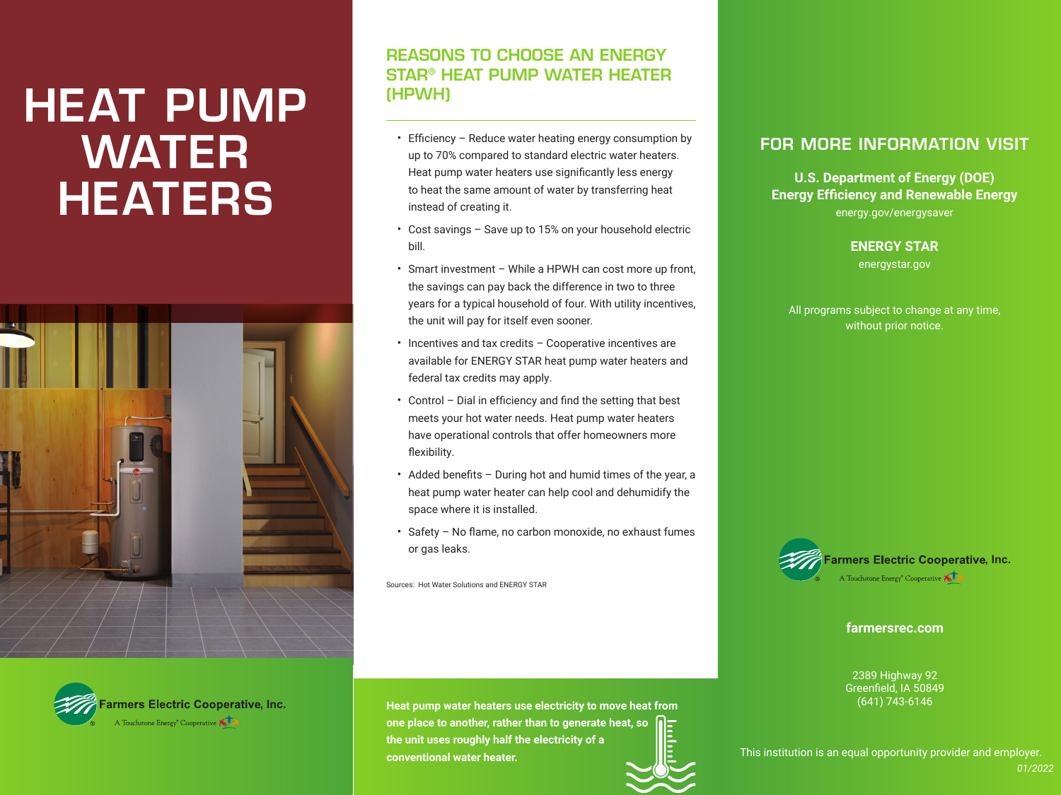# HEAT PUMP WATER HEATERS

Farmers Electric Cooperative, Inc.
A Touchstone Energy® Cooperative

## REASONS TO CHOOSE AN ENERGY STAR® HEAT PUMP WATER HEATER (HPWH)

- Efficiency – Reduce water heating energy consumption by up to 70% compared to standard electric water heaters. Heat pump water heaters use significantly less energy to heat the same amount of water by transferring heat instead of creating it.
- Cost savings – Save up to 15% on your household electric bill.
- Smart investment – While a HPWH can cost more up front, the savings can pay back the difference in two to three years for a typical household of four. With utility incentives, the unit will pay for itself even sooner.
- Incentives and tax credits – Cooperative incentives are available for ENERGY STAR heat pump water heaters and federal tax credits may apply.
- Control – Dial in efficiency and find the setting that best meets your hot water needs. Heat pump water heaters have operational controls that offer homeowners more flexibility.
- Added benefits – During hot and humid times of the year, a heat pump water heater can help cool and dehumidify the space where it is installed.
- Safety – No flame, no carbon monoxide, no exhaust fumes or gas leaks.

Sources: Hot Water Solutions and ENERGY STAR

**Heat pump water heaters use electricity to move heat from one place to another, rather than to generate heat, so the unit uses roughly half the electricity of a conventional water heater.**

## FOR MORE INFORMATION VISIT

**U.S. Department of Energy (DOE)**
**Energy Efficiency and Renewable Energy**
energy.gov/energysaver

**ENERGY STAR**
energystar.gov

All programs subject to change at any time, without prior notice.

Farmers Electric Cooperative, Inc.
A Touchstone Energy® Cooperative

**farmersrec.com**

2389 Highway 92
Greenfield, IA 50849
(641) 743-6146

This institution is an equal opportunity provider and employer.

*01/2022*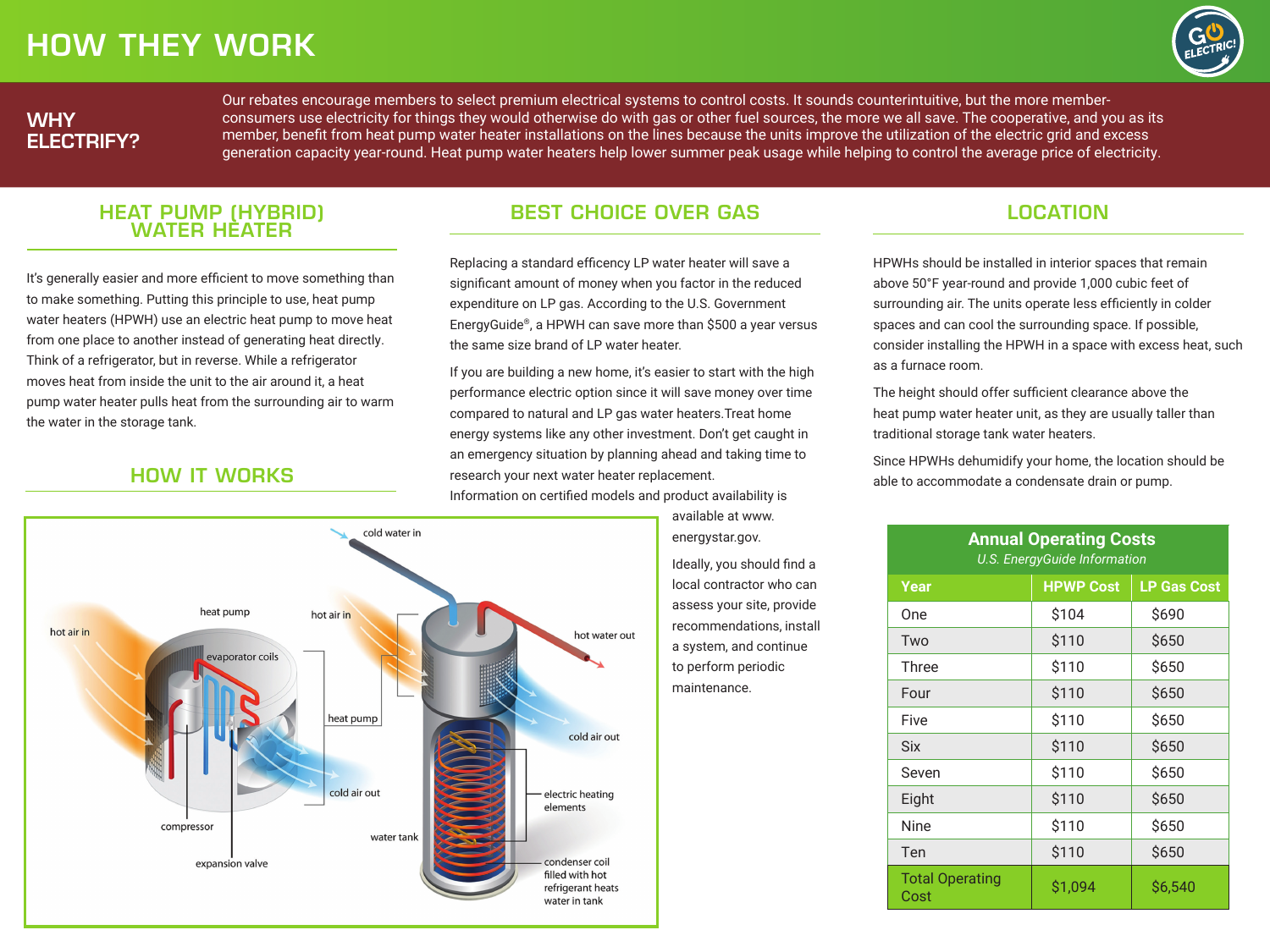# HOW THEY WORK

## WHY ELECTRIFY?

Our rebates encourage members to select premium electrical systems to control costs. It sounds counterintuitive, but the more member-consumers use electricity for things they would otherwise do with gas or other fuel sources, the more we all save. The cooperative, and you as its member, benefit from heat pump water heater installations on the lines because the units improve the utilization of the electric grid and excess generation capacity year-round. Heat pump water heaters help lower summer peak usage while helping to control the average price of electricity.

## HEAT PUMP (HYBRID) WATER HEATER

It's generally easier and more efficient to move something than to make something. Putting this principle to use, heat pump water heaters (HPWH) use an electric heat pump to move heat from one place to another instead of generating heat directly. Think of a refrigerator, but in reverse. While a refrigerator moves heat from inside the unit to the air around it, a heat pump water heater pulls heat from the surrounding air to warm the water in the storage tank.

## HOW IT WORKS

cold water in
heat pump
hot air in
hot air in
evaporator coils
hot water out
heat pump
cold air out
cold air out
electric heating elements
compressor
water tank
expansion valve
condenser coil filled with hot refrigerant heats water in tank

## BEST CHOICE OVER GAS

Replacing a standard efficency LP water heater will save a significant amount of money when you factor in the reduced expenditure on LP gas. According to the U.S. Government EnergyGuide®, a HPWH can save more than $500 a year versus the same size brand of LP water heater.

If you are building a new home, it's easier to start with the high performance electric option since it will save money over time compared to natural and LP gas water heaters.Treat home energy systems like any other investment. Don't get caught in an emergency situation by planning ahead and taking time to research your next water heater replacement.

Information on certified models and product availability is available at www.energystar.gov.

Ideally, you should find a local contractor who can assess your site, provide recommendations, install a system, and continue to perform periodic maintenance.

## LOCATION

HPWHs should be installed in interior spaces that remain above 50°F year-round and provide 1,000 cubic feet of surrounding air. The units operate less efficiently in colder spaces and can cool the surrounding space. If possible, consider installing the HPWH in a space with excess heat, such as a furnace room.

The height should offer sufficient clearance above the heat pump water heater unit, as they are usually taller than traditional storage tank water heaters.

Since HPWHs dehumidify your home, the location should be able to accommodate a condensate drain or pump.

**Annual Operating Costs**
*U.S. EnergyGuide Information*

| Year | HPWP Cost | LP Gas Cost |
|---|---|---|
| One | $104 | $690 |
| Two | $110 | $650 |
| Three | $110 | $650 |
| Four | $110 | $650 |
| Five | $110 | $650 |
| Six | $110 | $650 |
| Seven | $110 | $650 |
| Eight | $110 | $650 |
| Nine | $110 | $650 |
| Ten | $110 | $650 |
| Total Operating Cost | $1,094 | $6,540 |